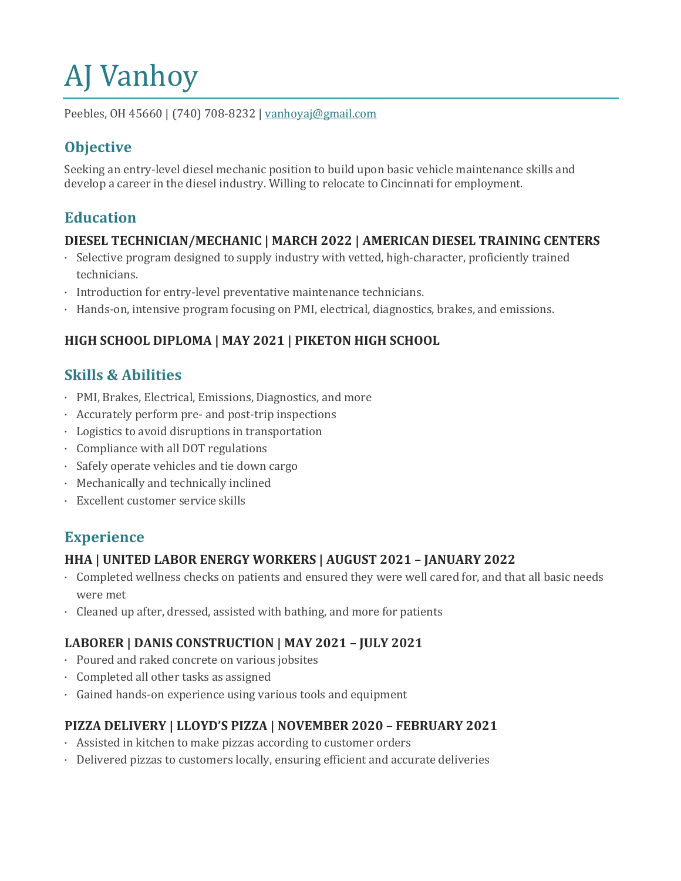# AJ Vanhoy

Peebles, OH 45660 | (740) 708-8232 | vanhoyaj@gmail.com

## Objective

Seeking an entry-level diesel mechanic position to build upon basic vehicle maintenance skills and develop a career in the diesel industry. Willing to relocate to Cincinnati for employment.

## Education

### DIESEL TECHNICIAN/MECHANIC | MARCH 2022 | AMERICAN DIESEL TRAINING CENTERS

- Selective program designed to supply industry with vetted, high-character, proficiently trained technicians.
- Introduction for entry-level preventative maintenance technicians.
- Hands-on, intensive program focusing on PMI, electrical, diagnostics, brakes, and emissions.

### HIGH SCHOOL DIPLOMA | MAY 2021 | PIKETON HIGH SCHOOL

## Skills & Abilities

- PMI, Brakes, Electrical, Emissions, Diagnostics, and more
- Accurately perform pre- and post-trip inspections
- Logistics to avoid disruptions in transportation
- Compliance with all DOT regulations
- Safely operate vehicles and tie down cargo
- Mechanically and technically inclined
- Excellent customer service skills

## Experience

### HHA | UNITED LABOR ENERGY WORKERS | AUGUST 2021 – JANUARY 2022

- Completed wellness checks on patients and ensured they were well cared for, and that all basic needs were met
- Cleaned up after, dressed, assisted with bathing, and more for patients

### LABORER | DANIS CONSTRUCTION | MAY 2021 – JULY 2021

- Poured and raked concrete on various jobsites
- Completed all other tasks as assigned
- Gained hands-on experience using various tools and equipment

### PIZZA DELIVERY | LLOYD'S PIZZA | NOVEMBER 2020 – FEBRUARY 2021

- Assisted in kitchen to make pizzas according to customer orders
- Delivered pizzas to customers locally, ensuring efficient and accurate deliveries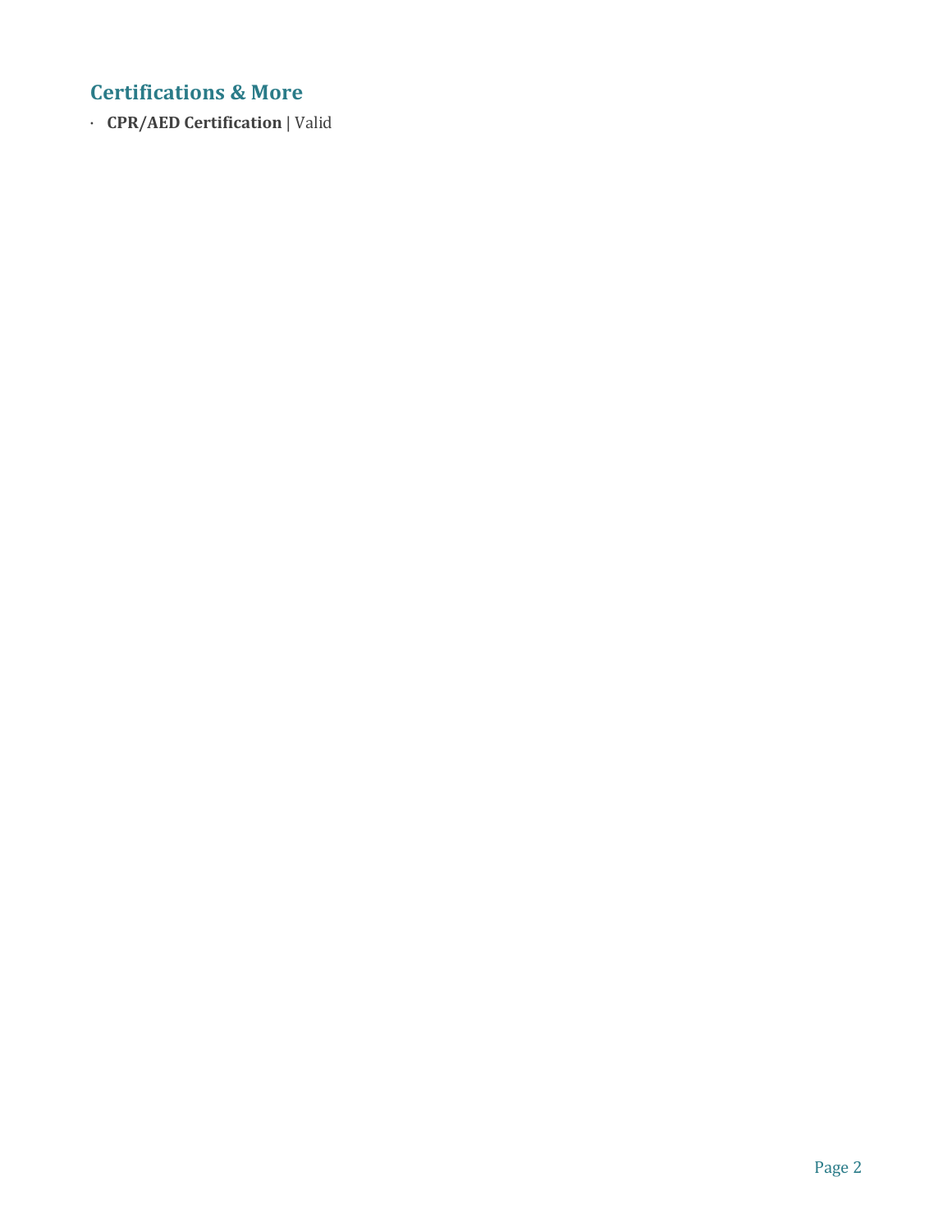## Certifications & More

- **CPR/AED Certification |** Valid